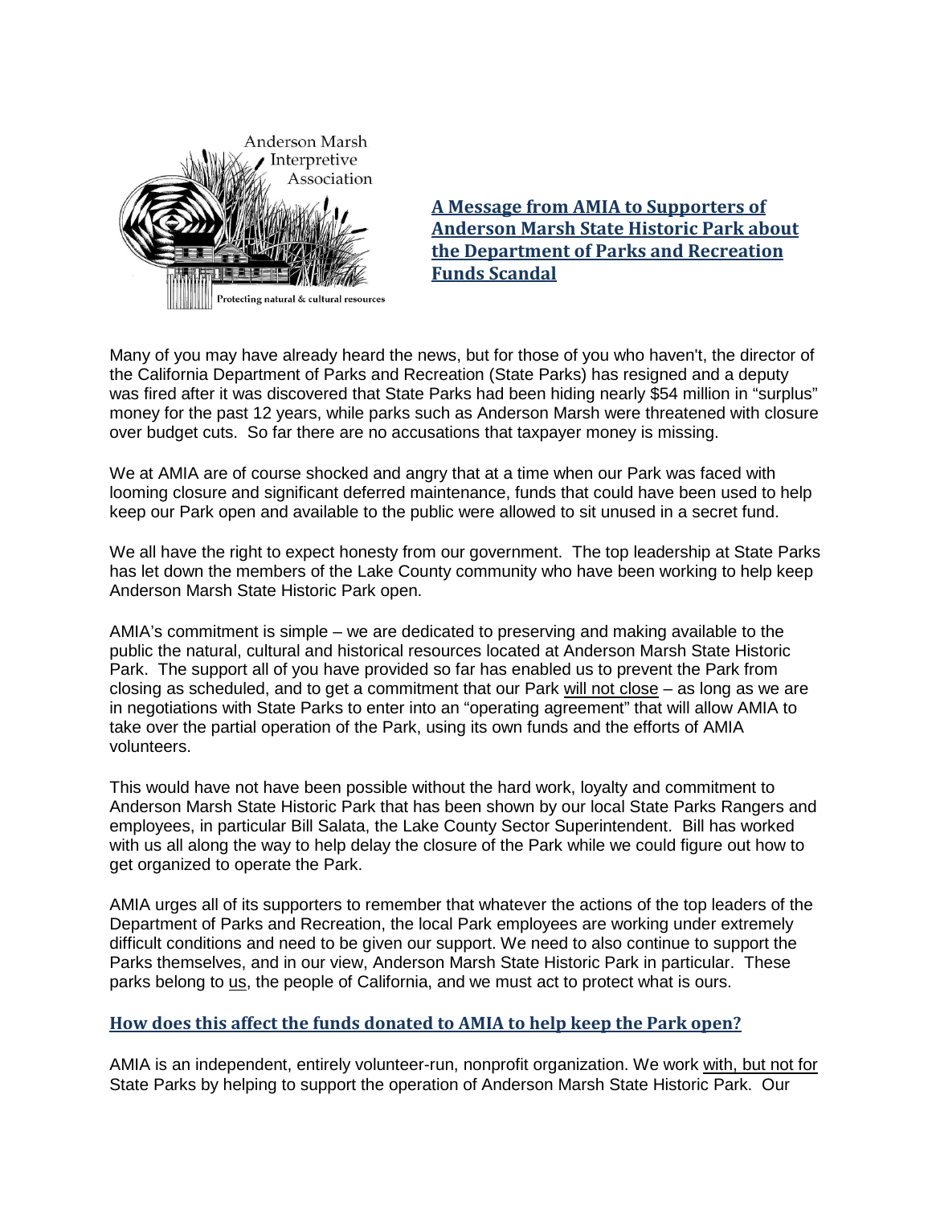Anderson Marsh Interpretive Association

Protecting natural & cultural resources

## A Message from AMIA to Supporters of Anderson Marsh State Historic Park about the Department of Parks and Recreation Funds Scandal

Many of you may have already heard the news, but for those of you who haven't, the director of the California Department of Parks and Recreation (State Parks) has resigned and a deputy was fired after it was discovered that State Parks had been hiding nearly $54 million in "surplus" money for the past 12 years, while parks such as Anderson Marsh were threatened with closure over budget cuts. So far there are no accusations that taxpayer money is missing.

We at AMIA are of course shocked and angry that at a time when our Park was faced with looming closure and significant deferred maintenance, funds that could have been used to help keep our Park open and available to the public were allowed to sit unused in a secret fund.

We all have the right to expect honesty from our government. The top leadership at State Parks has let down the members of the Lake County community who have been working to help keep Anderson Marsh State Historic Park open.

AMIA's commitment is simple – we are dedicated to preserving and making available to the public the natural, cultural and historical resources located at Anderson Marsh State Historic Park. The support all of you have provided so far has enabled us to prevent the Park from closing as scheduled, and to get a commitment that our Park will not close – as long as we are in negotiations with State Parks to enter into an "operating agreement" that will allow AMIA to take over the partial operation of the Park, using its own funds and the efforts of AMIA volunteers.

This would have not have been possible without the hard work, loyalty and commitment to Anderson Marsh State Historic Park that has been shown by our local State Parks Rangers and employees, in particular Bill Salata, the Lake County Sector Superintendent. Bill has worked with us all along the way to help delay the closure of the Park while we could figure out how to get organized to operate the Park.

AMIA urges all of its supporters to remember that whatever the actions of the top leaders of the Department of Parks and Recreation, the local Park employees are working under extremely difficult conditions and need to be given our support. We need to also continue to support the Parks themselves, and in our view, Anderson Marsh State Historic Park in particular. These parks belong to us, the people of California, and we must act to protect what is ours.

### How does this affect the funds donated to AMIA to help keep the Park open?

AMIA is an independent, entirely volunteer-run, nonprofit organization. We work with, but not for State Parks by helping to support the operation of Anderson Marsh State Historic Park. Our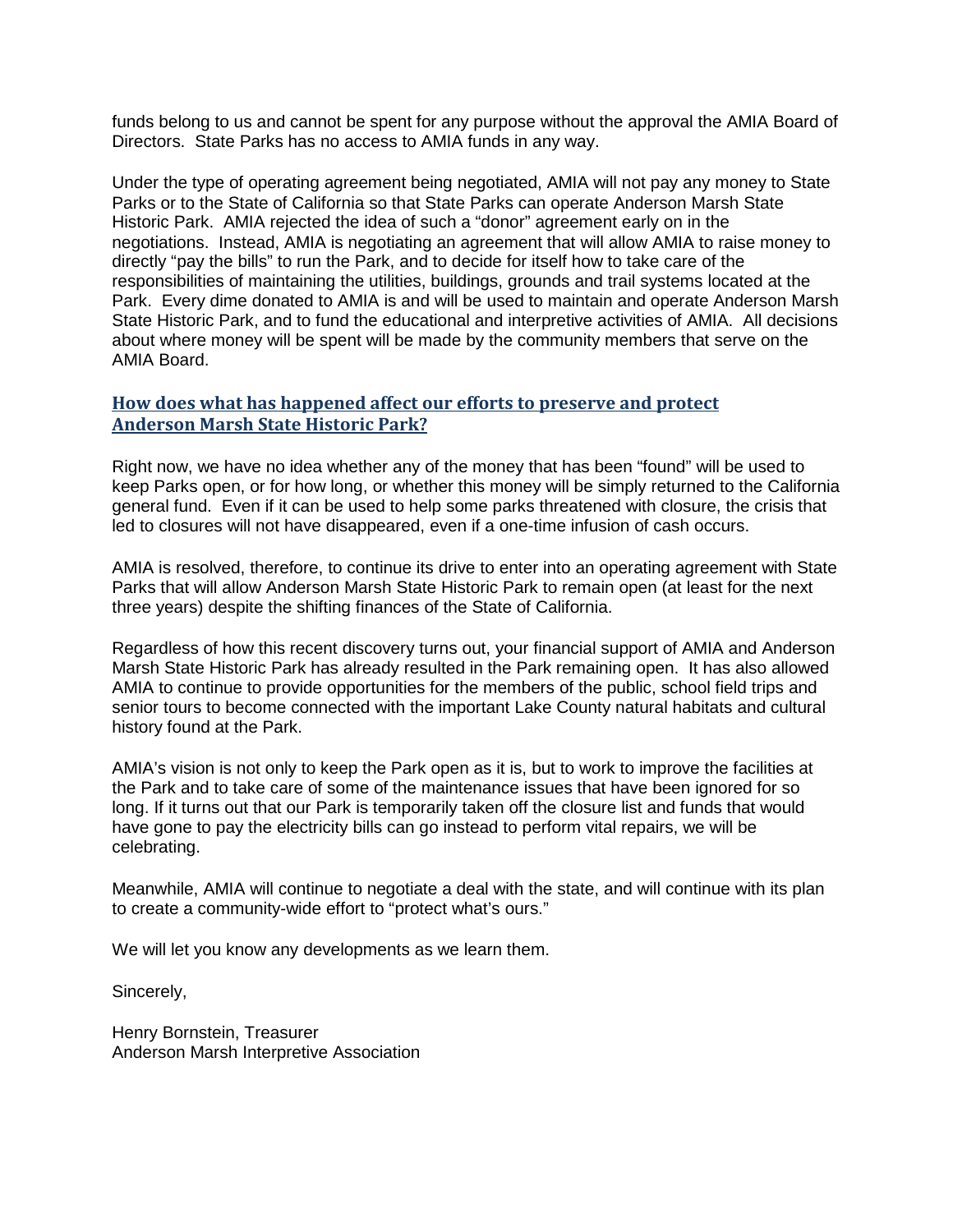funds belong to us and cannot be spent for any purpose without the approval the AMIA Board of Directors. State Parks has no access to AMIA funds in any way.

Under the type of operating agreement being negotiated, AMIA will not pay any money to State Parks or to the State of California so that State Parks can operate Anderson Marsh State Historic Park. AMIA rejected the idea of such a "donor" agreement early on in the negotiations. Instead, AMIA is negotiating an agreement that will allow AMIA to raise money to directly "pay the bills" to run the Park, and to decide for itself how to take care of the responsibilities of maintaining the utilities, buildings, grounds and trail systems located at the Park. Every dime donated to AMIA is and will be used to maintain and operate Anderson Marsh State Historic Park, and to fund the educational and interpretive activities of AMIA. All decisions about where money will be spent will be made by the community members that serve on the AMIA Board.

## How does what has happened affect our efforts to preserve and protect Anderson Marsh State Historic Park?

Right now, we have no idea whether any of the money that has been "found" will be used to keep Parks open, or for how long, or whether this money will be simply returned to the California general fund. Even if it can be used to help some parks threatened with closure, the crisis that led to closures will not have disappeared, even if a one-time infusion of cash occurs.

AMIA is resolved, therefore, to continue its drive to enter into an operating agreement with State Parks that will allow Anderson Marsh State Historic Park to remain open (at least for the next three years) despite the shifting finances of the State of California.

Regardless of how this recent discovery turns out, your financial support of AMIA and Anderson Marsh State Historic Park has already resulted in the Park remaining open. It has also allowed AMIA to continue to provide opportunities for the members of the public, school field trips and senior tours to become connected with the important Lake County natural habitats and cultural history found at the Park.

AMIA's vision is not only to keep the Park open as it is, but to work to improve the facilities at the Park and to take care of some of the maintenance issues that have been ignored for so long. If it turns out that our Park is temporarily taken off the closure list and funds that would have gone to pay the electricity bills can go instead to perform vital repairs, we will be celebrating.

Meanwhile, AMIA will continue to negotiate a deal with the state, and will continue with its plan to create a community-wide effort to "protect what's ours."

We will let you know any developments as we learn them.

Sincerely,

Henry Bornstein, Treasurer  
Anderson Marsh Interpretive Association